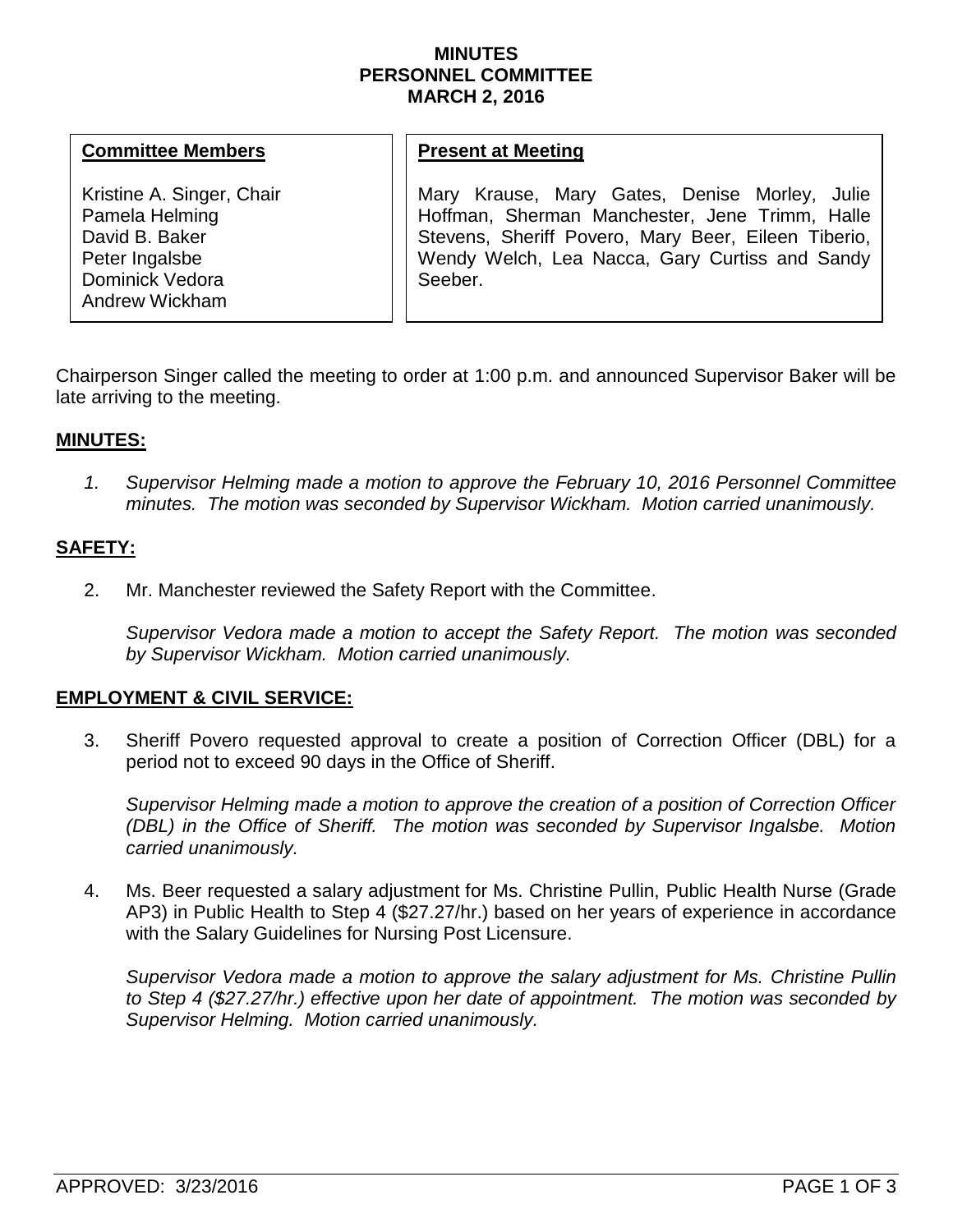# MINUTES
# PERSONNEL COMMITTEE
# MARCH 2, 2016

| Committee Members | Present at Meeting |
|---|---|
| Kristine A. Singer, Chair<br>Pamela Helming<br>David B. Baker<br>Peter Ingalsbe<br>Dominick Vedora<br>Andrew Wickham | Mary Krause, Mary Gates, Denise Morley, Julie Hoffman, Sherman Manchester, Jene Trimm, Halle Stevens, Sheriff Povero, Mary Beer, Eileen Tiberio, Wendy Welch, Lea Nacca, Gary Curtiss and Sandy Seeber. |

Chairperson Singer called the meeting to order at 1:00 p.m. and announced Supervisor Baker will be late arriving to the meeting.

## MINUTES:

1. *Supervisor Helming made a motion to approve the February 10, 2016 Personnel Committee minutes. The motion was seconded by Supervisor Wickham. Motion carried unanimously.*

## SAFETY:

2. Mr. Manchester reviewed the Safety Report with the Committee.

   *Supervisor Vedora made a motion to accept the Safety Report. The motion was seconded by Supervisor Wickham. Motion carried unanimously.*

## EMPLOYMENT & CIVIL SERVICE:

3. Sheriff Povero requested approval to create a position of Correction Officer (DBL) for a period not to exceed 90 days in the Office of Sheriff.

   *Supervisor Helming made a motion to approve the creation of a position of Correction Officer (DBL) in the Office of Sheriff. The motion was seconded by Supervisor Ingalsbe. Motion carried unanimously.*

4. Ms. Beer requested a salary adjustment for Ms. Christine Pullin, Public Health Nurse (Grade AP3) in Public Health to Step 4 ($27.27/hr.) based on her years of experience in accordance with the Salary Guidelines for Nursing Post Licensure.

   *Supervisor Vedora made a motion to approve the salary adjustment for Ms. Christine Pullin to Step 4 ($27.27/hr.) effective upon her date of appointment. The motion was seconded by Supervisor Helming. Motion carried unanimously.*

APPROVED: 3/23/2016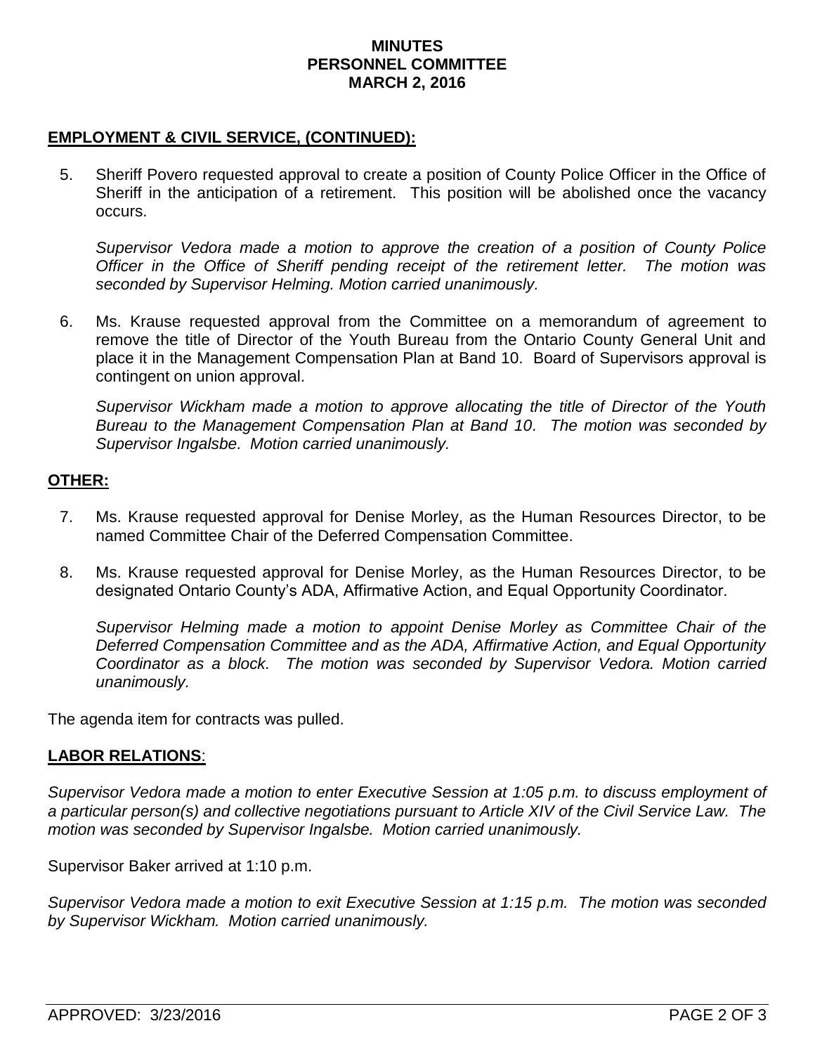**EMPLOYMENT & CIVIL SERVICE, (CONTINUED):**

5. Sheriff Povero requested approval to create a position of County Police Officer in the Office of Sheriff in the anticipation of a retirement. This position will be abolished once the vacancy occurs.

   *Supervisor Vedora made a motion to approve the creation of a position of County Police Officer in the Office of Sheriff pending receipt of the retirement letter. The motion was seconded by Supervisor Helming. Motion carried unanimously.*

6. Ms. Krause requested approval from the Committee on a memorandum of agreement to remove the title of Director of the Youth Bureau from the Ontario County General Unit and place it in the Management Compensation Plan at Band 10. Board of Supervisors approval is contingent on union approval.

   *Supervisor Wickham made a motion to approve allocating the title of Director of the Youth Bureau to the Management Compensation Plan at Band 10. The motion was seconded by Supervisor Ingalsbe. Motion carried unanimously.*

**OTHER:**

7. Ms. Krause requested approval for Denise Morley, as the Human Resources Director, to be named Committee Chair of the Deferred Compensation Committee.

8. Ms. Krause requested approval for Denise Morley, as the Human Resources Director, to be designated Ontario County's ADA, Affirmative Action, and Equal Opportunity Coordinator.

   *Supervisor Helming made a motion to appoint Denise Morley as Committee Chair of the Deferred Compensation Committee and as the ADA, Affirmative Action, and Equal Opportunity Coordinator as a block. The motion was seconded by Supervisor Vedora. Motion carried unanimously.*

The agenda item for contracts was pulled.

**LABOR RELATIONS**:

*Supervisor Vedora made a motion to enter Executive Session at 1:05 p.m. to discuss employment of a particular person(s) and collective negotiations pursuant to Article XIV of the Civil Service Law. The motion was seconded by Supervisor Ingalsbe. Motion carried unanimously.*

Supervisor Baker arrived at 1:10 p.m.

*Supervisor Vedora made a motion to exit Executive Session at 1:15 p.m. The motion was seconded by Supervisor Wickham. Motion carried unanimously.*

APPROVED: 3/23/2016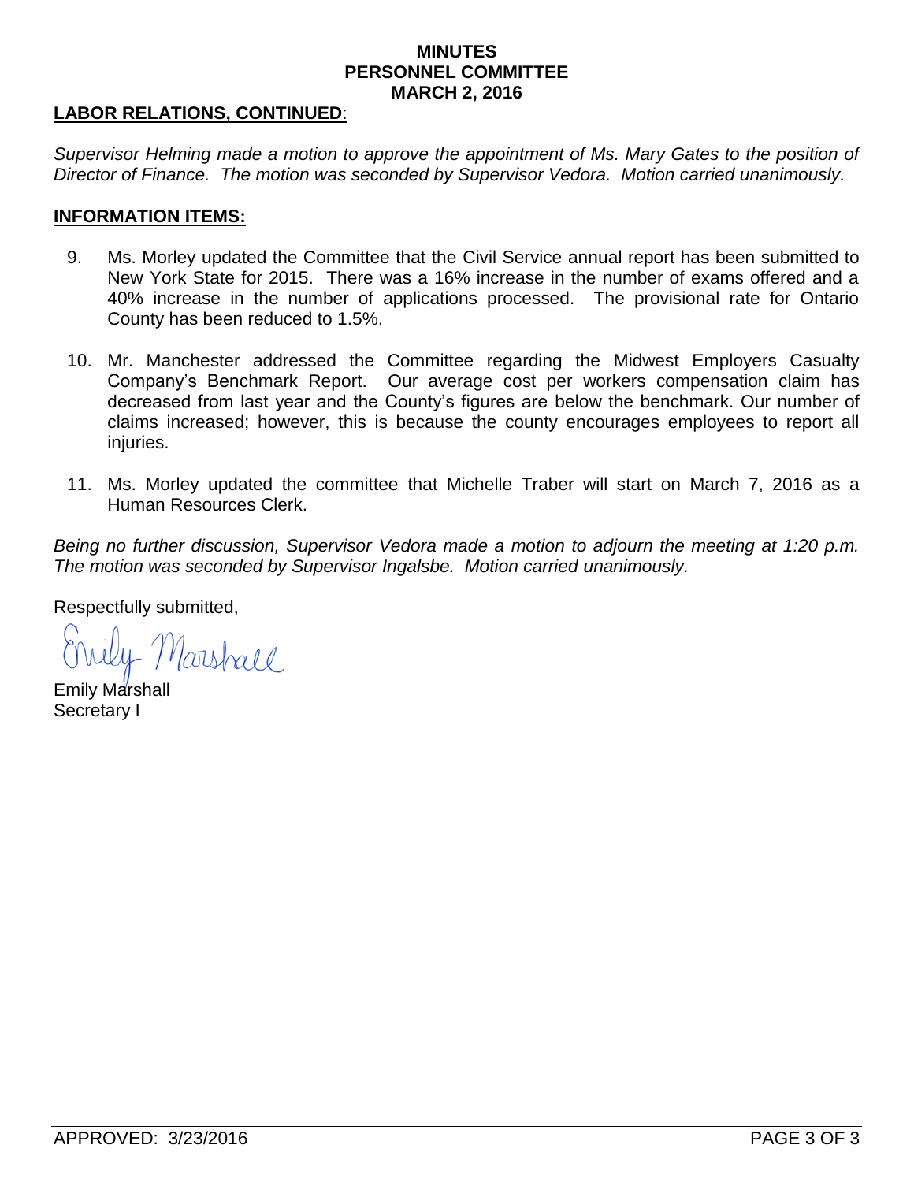**LABOR RELATIONS, CONTINUED**:

*Supervisor Helming made a motion to approve the appointment of Ms. Mary Gates to the position of Director of Finance. The motion was seconded by Supervisor Vedora. Motion carried unanimously.*

**INFORMATION ITEMS:**

9. Ms. Morley updated the Committee that the Civil Service annual report has been submitted to New York State for 2015. There was a 16% increase in the number of exams offered and a 40% increase in the number of applications processed. The provisional rate for Ontario County has been reduced to 1.5%.

10. Mr. Manchester addressed the Committee regarding the Midwest Employers Casualty Company's Benchmark Report. Our average cost per workers compensation claim has decreased from last year and the County's figures are below the benchmark. Our number of claims increased; however, this is because the county encourages employees to report all injuries.

11. Ms. Morley updated the committee that Michelle Traber will start on March 7, 2016 as a Human Resources Clerk.

*Being no further discussion, Supervisor Vedora made a motion to adjourn the meeting at 1:20 p.m. The motion was seconded by Supervisor Ingalsbe. Motion carried unanimously.*

Respectfully submitted,

Emily Marshall

Emily Marshall
Secretary I

APPROVED: 3/23/2016